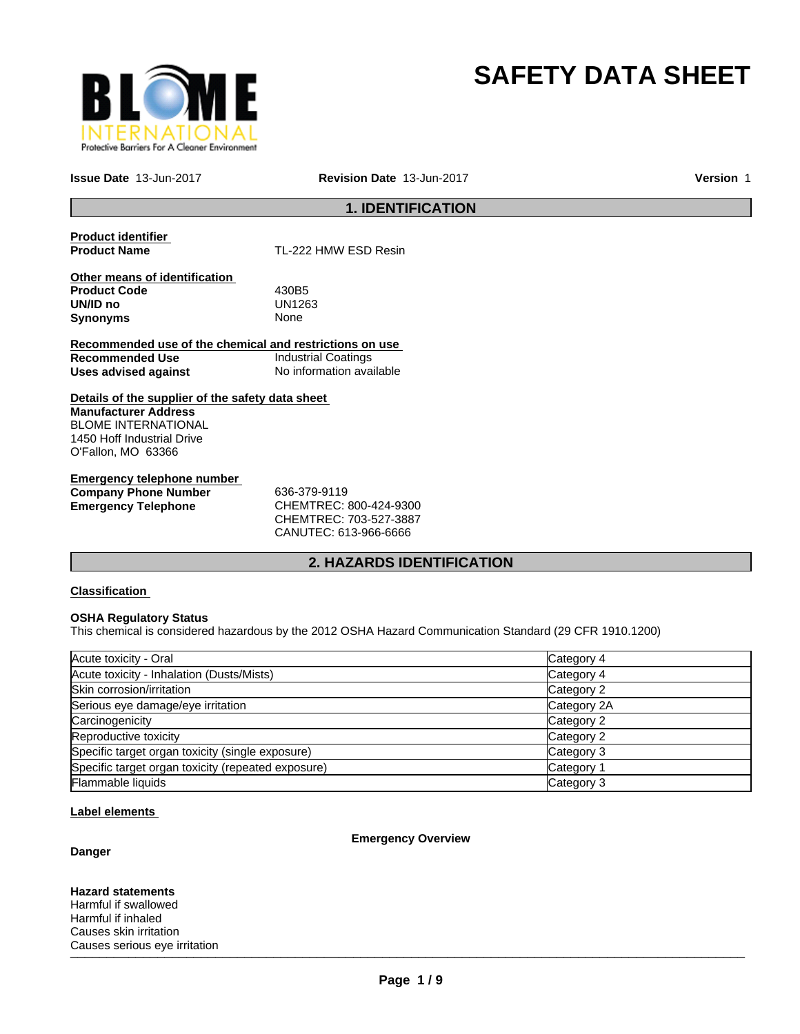# SAFETY DATA SHEET

**Issue Date** 13-Jun-2017 **Revision Date** 13-Jun-2017 **Version** 1

## 1. IDENTIFICATION

**Product identifier**

| | |
|---|---|
| **Product Name** | TL-222 HMW ESD Resin |

**Other means of identification**

| | |
|---|---|
| **Product Code** | 430B5 |
| **UN/ID no** | UN1263 |
| **Synonyms** | None |

**Recommended use of the chemical and restrictions on use**

| | |
|---|---|
| **Recommended Use** | Industrial Coatings |
| **Uses advised against** | No information available |

**Details of the supplier of the safety data sheet**

**Manufacturer Address**
BLOME INTERNATIONAL
1450 Hoff Industrial Drive
O'Fallon, MO 63366

**Emergency telephone number**

| | |
|---|---|
| **Company Phone Number** | 636-379-9119 |
| **Emergency Telephone** | CHEMTREC: 800-424-9300<br>CHEMTREC: 703-527-3887<br>CANUTEC: 613-966-6666 |

## 2. HAZARDS IDENTIFICATION

**Classification**

**OSHA Regulatory Status**
This chemical is considered hazardous by the 2012 OSHA Hazard Communication Standard (29 CFR 1910.1200)

| Hazard | Category |
|---|---|
| Acute toxicity - Oral | Category 4 |
| Acute toxicity - Inhalation (Dusts/Mists) | Category 4 |
| Skin corrosion/irritation | Category 2 |
| Serious eye damage/eye irritation | Category 2A |
| Carcinogenicity | Category 2 |
| Reproductive toxicity | Category 2 |
| Specific target organ toxicity (single exposure) | Category 3 |
| Specific target organ toxicity (repeated exposure) | Category 1 |
| Flammable liquids | Category 3 |

**Label elements**

**Emergency Overview**

**Danger**

**Hazard statements**
Harmful if swallowed
Harmful if inhaled
Causes skin irritation
Causes serious eye irritation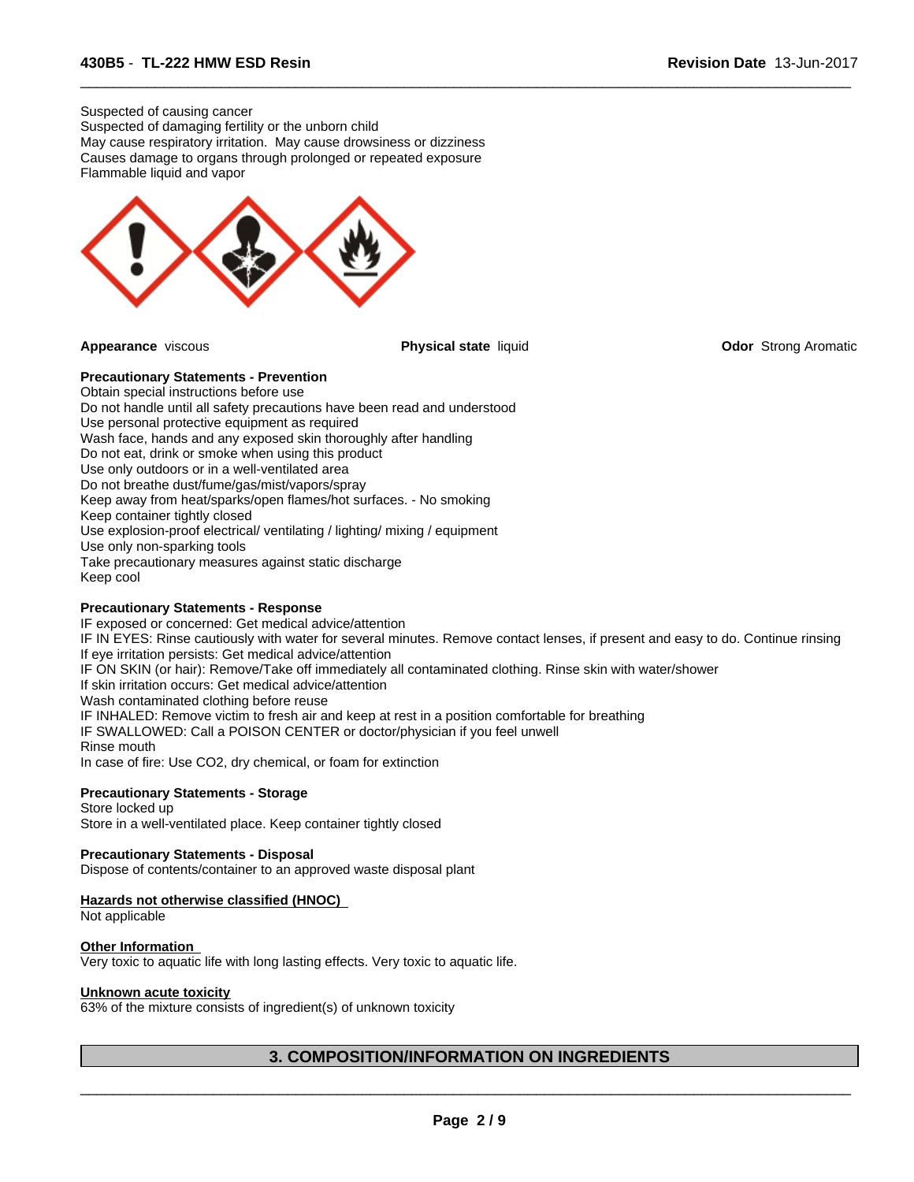Suspected of causing cancer
Suspected of damaging fertility or the unborn child
May cause respiratory irritation. May cause drowsiness or dizziness
Causes damage to organs through prolonged or repeated exposure
Flammable liquid and vapor

**Appearance** viscous

**Physical state** liquid

**Odor** Strong Aromatic

**Precautionary Statements - Prevention**

Obtain special instructions before use
Do not handle until all safety precautions have been read and understood
Use personal protective equipment as required
Wash face, hands and any exposed skin thoroughly after handling
Do not eat, drink or smoke when using this product
Use only outdoors or in a well-ventilated area
Do not breathe dust/fume/gas/mist/vapors/spray
Keep away from heat/sparks/open flames/hot surfaces. - No smoking
Keep container tightly closed
Use explosion-proof electrical/ ventilating / lighting/ mixing / equipment
Use only non-sparking tools
Take precautionary measures against static discharge
Keep cool

**Precautionary Statements - Response**

IF exposed or concerned: Get medical advice/attention
IF IN EYES: Rinse cautiously with water for several minutes. Remove contact lenses, if present and easy to do. Continue rinsing
If eye irritation persists: Get medical advice/attention
IF ON SKIN (or hair): Remove/Take off immediately all contaminated clothing. Rinse skin with water/shower
If skin irritation occurs: Get medical advice/attention
Wash contaminated clothing before reuse
IF INHALED: Remove victim to fresh air and keep at rest in a position comfortable for breathing
IF SWALLOWED: Call a POISON CENTER or doctor/physician if you feel unwell
Rinse mouth
In case of fire: Use CO2, dry chemical, or foam for extinction

**Precautionary Statements - Storage**

Store locked up
Store in a well-ventilated place. Keep container tightly closed

**Precautionary Statements - Disposal**

Dispose of contents/container to an approved waste disposal plant

**Hazards not otherwise classified (HNOC)**

Not applicable

**Other Information**

Very toxic to aquatic life with long lasting effects. Very toxic to aquatic life.

**Unknown acute toxicity**

63% of the mixture consists of ingredient(s) of unknown toxicity

## 3. COMPOSITION/INFORMATION ON INGREDIENTS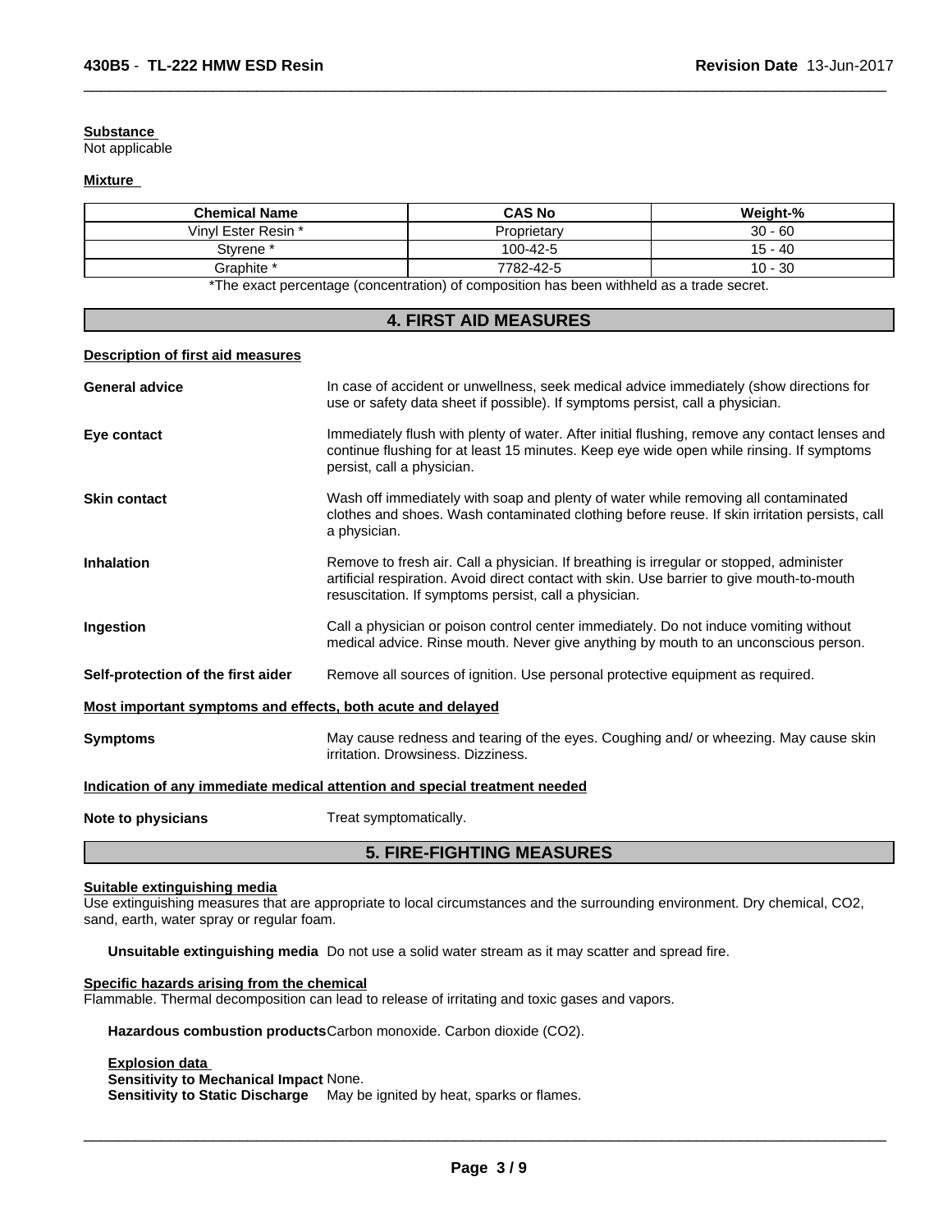**Substance**
Not applicable

**Mixture**

| Chemical Name | CAS No | Weight-% |
| --- | --- | --- |
| Vinyl Ester Resin * | Proprietary | 30 - 60 |
| Styrene * | 100-42-5 | 15 - 40 |
| Graphite * | 7782-42-5 | 10 - 30 |

*The exact percentage (concentration) of composition has been withheld as a trade secret.

## 4. FIRST AID MEASURES

**Description of first aid measures**

**General advice** In case of accident or unwellness, seek medical advice immediately (show directions for use or safety data sheet if possible). If symptoms persist, call a physician.

**Eye contact** Immediately flush with plenty of water. After initial flushing, remove any contact lenses and continue flushing for at least 15 minutes. Keep eye wide open while rinsing. If symptoms persist, call a physician.

**Skin contact** Wash off immediately with soap and plenty of water while removing all contaminated clothes and shoes. Wash contaminated clothing before reuse. If skin irritation persists, call a physician.

**Inhalation** Remove to fresh air. Call a physician. If breathing is irregular or stopped, administer artificial respiration. Avoid direct contact with skin. Use barrier to give mouth-to-mouth resuscitation. If symptoms persist, call a physician.

**Ingestion** Call a physician or poison control center immediately. Do not induce vomiting without medical advice. Rinse mouth. Never give anything by mouth to an unconscious person.

**Self-protection of the first aider** Remove all sources of ignition. Use personal protective equipment as required.

**Most important symptoms and effects, both acute and delayed**

**Symptoms** May cause redness and tearing of the eyes. Coughing and/ or wheezing. May cause skin irritation. Drowsiness. Dizziness.

**Indication of any immediate medical attention and special treatment needed**

**Note to physicians** Treat symptomatically.

## 5. FIRE-FIGHTING MEASURES

**Suitable extinguishing media**
Use extinguishing measures that are appropriate to local circumstances and the surrounding environment. Dry chemical, $CO_2$, sand, earth, water spray or regular foam.

**Unsuitable extinguishing media** Do not use a solid water stream as it may scatter and spread fire.

**Specific hazards arising from the chemical**
Flammable. Thermal decomposition can lead to release of irritating and toxic gases and vapors.

**Hazardous combustion products** Carbon monoxide. Carbon dioxide ($CO_2$).

**Explosion data**
**Sensitivity to Mechanical Impact** None.
**Sensitivity to Static Discharge** May be ignited by heat, sparks or flames.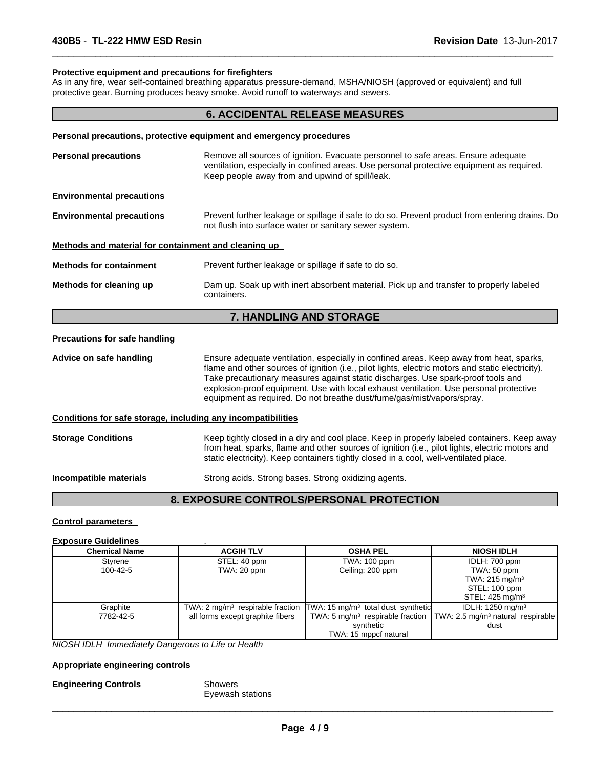**Protective equipment and precautions for firefighters**

As in any fire, wear self-contained breathing apparatus pressure-demand, MSHA/NIOSH (approved or equivalent) and full protective gear. Burning produces heavy smoke. Avoid runoff to waterways and sewers.

## 6. ACCIDENTAL RELEASE MEASURES

**Personal precautions, protective equipment and emergency procedures**

**Personal precautions** — Remove all sources of ignition. Evacuate personnel to safe areas. Ensure adequate ventilation, especially in confined areas. Use personal protective equipment as required. Keep people away from and upwind of spill/leak.

**Environmental precautions**

**Environmental precautions** — Prevent further leakage or spillage if safe to do so. Prevent product from entering drains. Do not flush into surface water or sanitary sewer system.

**Methods and material for containment and cleaning up**

**Methods for containment** — Prevent further leakage or spillage if safe to do so.

**Methods for cleaning up** — Dam up. Soak up with inert absorbent material. Pick up and transfer to properly labeled containers.

## 7. HANDLING AND STORAGE

**Precautions for safe handling**

**Advice on safe handling** — Ensure adequate ventilation, especially in confined areas. Keep away from heat, sparks, flame and other sources of ignition (i.e., pilot lights, electric motors and static electricity). Take precautionary measures against static discharges. Use spark-proof tools and explosion-proof equipment. Use with local exhaust ventilation. Use personal protective equipment as required. Do not breathe dust/fume/gas/mist/vapors/spray.

**Conditions for safe storage, including any incompatibilities**

**Storage Conditions** — Keep tightly closed in a dry and cool place. Keep in properly labeled containers. Keep away from heat, sparks, flame and other sources of ignition (i.e., pilot lights, electric motors and static electricity). Keep containers tightly closed in a cool, well-ventilated place.

**Incompatible materials** — Strong acids. Strong bases. Strong oxidizing agents.

## 8. EXPOSURE CONTROLS/PERSONAL PROTECTION

**Control parameters**

**Exposure Guidelines** .

| Chemical Name | ACGIH TLV | OSHA PEL | NIOSH IDLH |
|---|---|---|---|
| Styrene<br>100-42-5 | STEL: 40 ppm<br>TWA: 20 ppm | TWA: 100 ppm<br>Ceiling: 200 ppm | IDLH: 700 ppm<br>TWA: 50 ppm<br>TWA: 215 mg/m³<br>STEL: 100 ppm<br>STEL: 425 mg/m³ |
| Graphite<br>7782-42-5 | TWA: 2 mg/m³ respirable fraction all forms except graphite fibers | TWA: 15 mg/m³ total dust synthetic<br>TWA: 5 mg/m³ respirable fraction synthetic<br>TWA: 15 mppcf natural | IDLH: 1250 mg/m³<br>TWA: 2.5 mg/m³ natural respirable dust |

*NIOSH IDLH Immediately Dangerous to Life or Health*

**Appropriate engineering controls**

**Engineering Controls** — Showers
Eyewash stations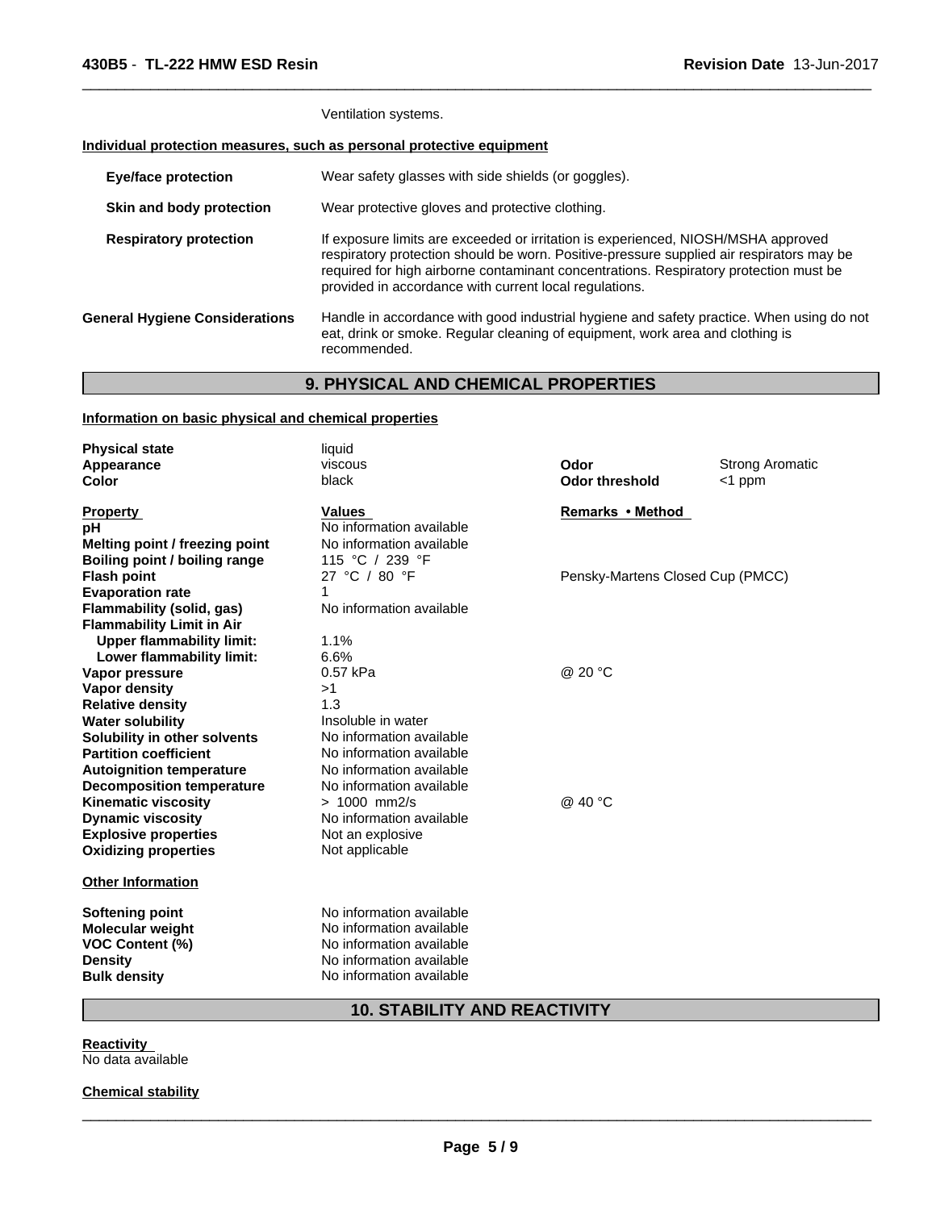Ventilation systems.

**Individual protection measures, such as personal protective equipment**

| | |
|---|---|
| **Eye/face protection** | Wear safety glasses with side shields (or goggles). |
| **Skin and body protection** | Wear protective gloves and protective clothing. |
| **Respiratory protection** | If exposure limits are exceeded or irritation is experienced, NIOSH/MSHA approved respiratory protection should be worn. Positive-pressure supplied air respirators may be required for high airborne contaminant concentrations. Respiratory protection must be provided in accordance with current local regulations. |
| **General Hygiene Considerations** | Handle in accordance with good industrial hygiene and safety practice. When using do not eat, drink or smoke. Regular cleaning of equipment, work area and clothing is recommended. |

## 9. PHYSICAL AND CHEMICAL PROPERTIES

**Information on basic physical and chemical properties**

| | | | |
|---|---|---|---|
| **Physical state** | liquid | | |
| **Appearance** | viscous | **Odor** | Strong Aromatic |
| **Color** | black | **Odor threshold** | <1 ppm |

| **Property** | **Values** | **Remarks • Method** |
|---|---|---|
| **pH** | No information available | |
| **Melting point / freezing point** | No information available | |
| **Boiling point / boiling range** | 115 °C / 239 °F | |
| **Flash point** | 27 °C / 80 °F | Pensky-Martens Closed Cup (PMCC) |
| **Evaporation rate** | 1 | |
| **Flammability (solid, gas)** | No information available | |
| **Flammability Limit in Air** | | |
| **Upper flammability limit:** | 1.1% | |
| **Lower flammability limit:** | 6.6% | |
| **Vapor pressure** | 0.57 kPa | @ 20 °C |
| **Vapor density** | >1 | |
| **Relative density** | 1.3 | |
| **Water solubility** | Insoluble in water | |
| **Solubility in other solvents** | No information available | |
| **Partition coefficient** | No information available | |
| **Autoignition temperature** | No information available | |
| **Decomposition temperature** | No information available | |
| **Kinematic viscosity** | > 1000 mm2/s | @ 40 °C |
| **Dynamic viscosity** | No information available | |
| **Explosive properties** | Not an explosive | |
| **Oxidizing properties** | Not applicable | |

**Other Information**

| | |
|---|---|
| **Softening point** | No information available |
| **Molecular weight** | No information available |
| **VOC Content (%)** | No information available |
| **Density** | No information available |
| **Bulk density** | No information available |

## 10. STABILITY AND REACTIVITY

**Reactivity**
No data available

**Chemical stability**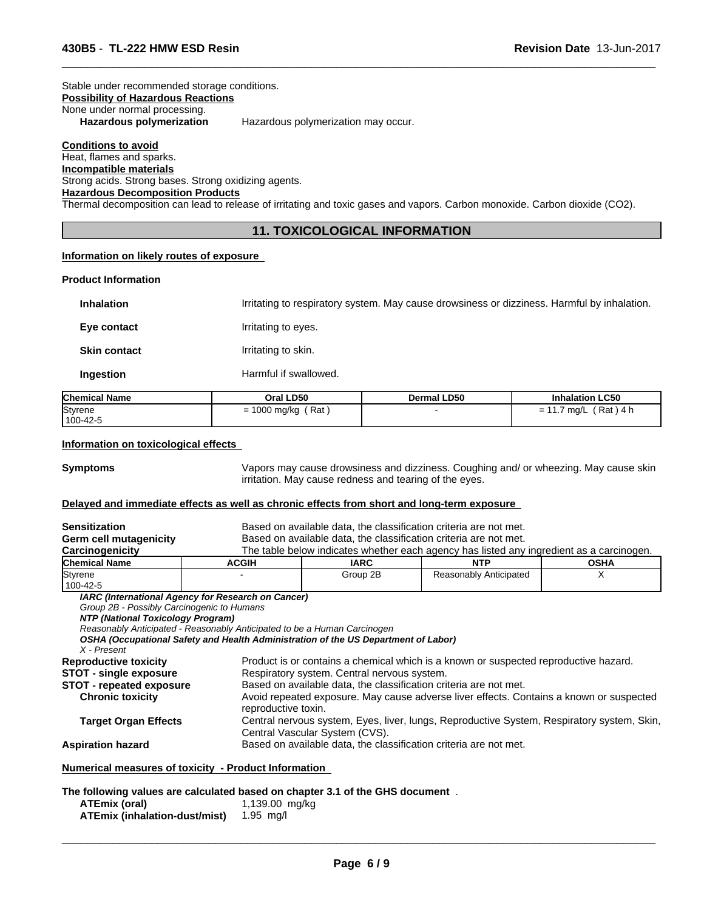Stable under recommended storage conditions.

**Possibility of Hazardous Reactions**

None under normal processing.

**Hazardous polymerization** Hazardous polymerization may occur.

**Conditions to avoid**

Heat, flames and sparks.

**Incompatible materials**

Strong acids. Strong bases. Strong oxidizing agents.

**Hazardous Decomposition Products**

Thermal decomposition can lead to release of irritating and toxic gases and vapors. Carbon monoxide. Carbon dioxide ($CO_2$).

## 11. TOXICOLOGICAL INFORMATION

**Information on likely routes of exposure**

**Product Information**

**Inhalation** Irritating to respiratory system. May cause drowsiness or dizziness. Harmful by inhalation.

**Eye contact** Irritating to eyes.

**Skin contact** Irritating to skin.

**Ingestion** Harmful if swallowed.

| Chemical Name | Oral LD50 | Dermal LD50 | Inhalation LC50 |
|---|---|---|---|
| Styrene<br>100-42-5 | = 1000 mg/kg ( Rat ) | - | = 11.7 mg/L ( Rat ) 4 h |

**Information on toxicological effects**

**Symptoms** Vapors may cause drowsiness and dizziness. Coughing and/ or wheezing. May cause skin irritation. May cause redness and tearing of the eyes.

**Delayed and immediate effects as well as chronic effects from short and long-term exposure**

**Sensitization** Based on available data, the classification criteria are not met.

**Germ cell mutagenicity** Based on available data, the classification criteria are not met.

**Carcinogenicity** The table below indicates whether each agency has listed any ingredient as a carcinogen.

| Chemical Name | ACGIH | IARC | NTP | OSHA |
|---|---|---|---|---|
| Styrene<br>100-42-5 | - | Group 2B | Reasonably Anticipated | X |

***IARC (International Agency for Research on Cancer)***
*Group 2B - Possibly Carcinogenic to Humans*
***NTP (National Toxicology Program)***
*Reasonably Anticipated - Reasonably Anticipated to be a Human Carcinogen*
***OSHA (Occupational Safety and Health Administration of the US Department of Labor)***
*X - Present*

**Reproductive toxicity** Product is or contains a chemical which is a known or suspected reproductive hazard.

**STOT - single exposure** Respiratory system. Central nervous system.

**STOT - repeated exposure** Based on available data, the classification criteria are not met.

**Chronic toxicity** Avoid repeated exposure. May cause adverse liver effects. Contains a known or suspected reproductive toxin.

**Target Organ Effects** Central nervous system, Eyes, liver, lungs, Reproductive System, Respiratory system, Skin, Central Vascular System (CVS).

**Aspiration hazard** Based on available data, the classification criteria are not met.

**Numerical measures of toxicity - Product Information**

**The following values are calculated based on chapter 3.1 of the GHS document** .

**ATEmix (oral)** 1,139.00 mg/kg
**ATEmix (inhalation-dust/mist)** 1.95 mg/l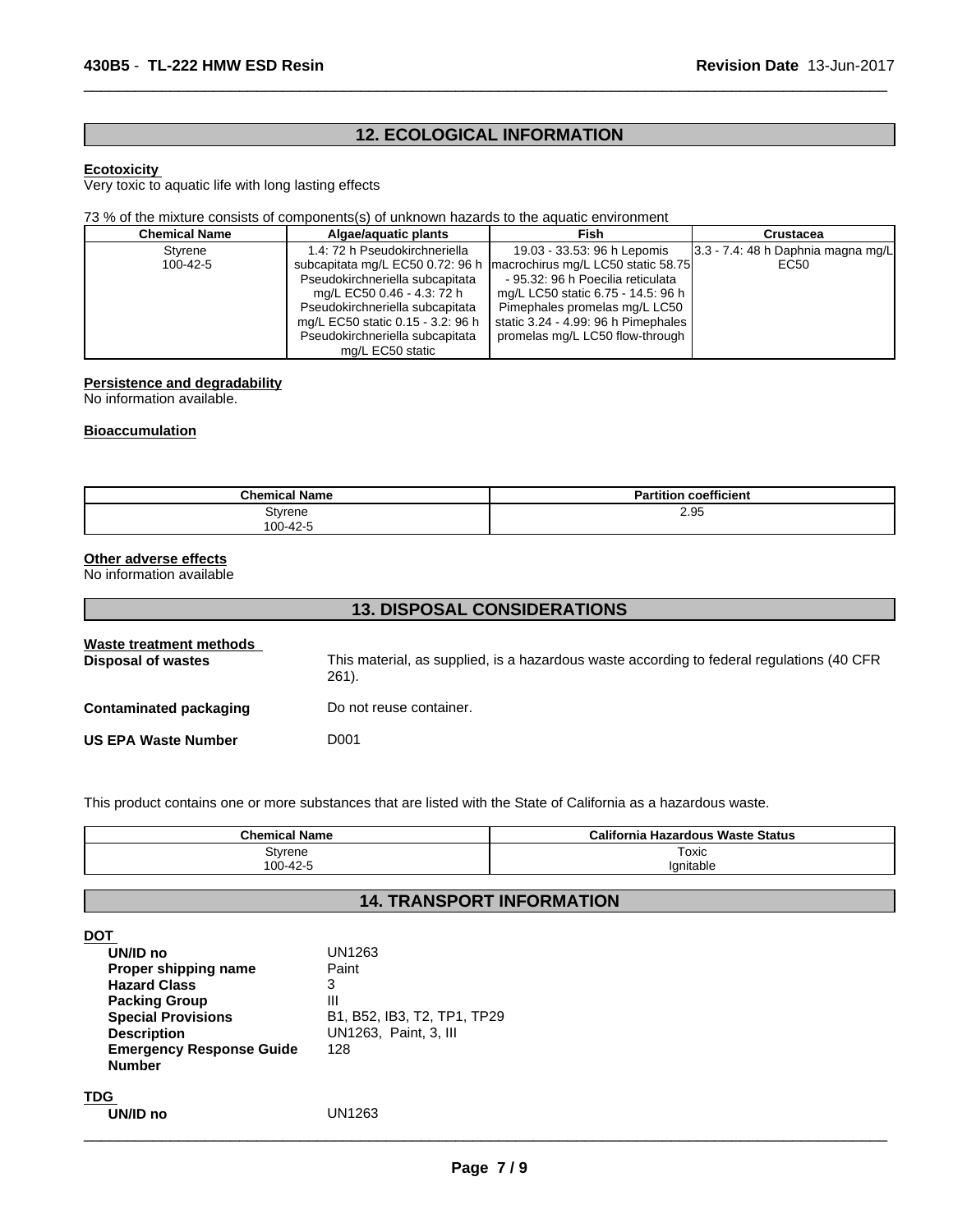## 12. ECOLOGICAL INFORMATION

**Ecotoxicity**

Very toxic to aquatic life with long lasting effects

73 % of the mixture consists of components(s) of unknown hazards to the aquatic environment

| Chemical Name | Algae/aquatic plants | Fish | Crustacea |
|---|---|---|---|
| Styrene<br>100-42-5 | 1.4: 72 h Pseudokirchneriella subcapitata mg/L EC50 0.72: 96 h Pseudokirchneriella subcapitata mg/L EC50 0.46 - 4.3: 72 h Pseudokirchneriella subcapitata mg/L EC50 static 0.15 - 3.2: 96 h Pseudokirchneriella subcapitata mg/L EC50 static | 19.03 - 33.53: 96 h Lepomis macrochirus mg/L LC50 static 58.75 - 95.32: 96 h Poecilia reticulata mg/L LC50 static 6.75 - 14.5: 96 h Pimephales promelas mg/L LC50 static 3.24 - 4.99: 96 h Pimephales promelas mg/L LC50 flow-through | 3.3 - 7.4: 48 h Daphnia magna mg/L EC50 |

**Persistence and degradability**

No information available.

**Bioaccumulation**

| Chemical Name | Partition coefficient |
|---|---|
| Styrene<br>100-42-5 | 2.95 |

**Other adverse effects**

No information available

## 13. DISPOSAL CONSIDERATIONS

**Waste treatment methods**

**Disposal of wastes** This material, as supplied, is a hazardous waste according to federal regulations (40 CFR 261).

**Contaminated packaging** Do not reuse container.

**US EPA Waste Number** D001

This product contains one or more substances that are listed with the State of California as a hazardous waste.

| Chemical Name | California Hazardous Waste Status |
|---|---|
| Styrene<br>100-42-5 | Toxic<br>Ignitable |

## 14. TRANSPORT INFORMATION

**DOT**

| | |
|---|---|
| **UN/ID no** | UN1263 |
| **Proper shipping name** | Paint |
| **Hazard Class** | 3 |
| **Packing Group** | III |
| **Special Provisions** | B1, B52, IB3, T2, TP1, TP29 |
| **Description** | UN1263, Paint, 3, III |
| **Emergency Response Guide Number** | 128 |

**TDG**

| | |
|---|---|
| **UN/ID no** | UN1263 |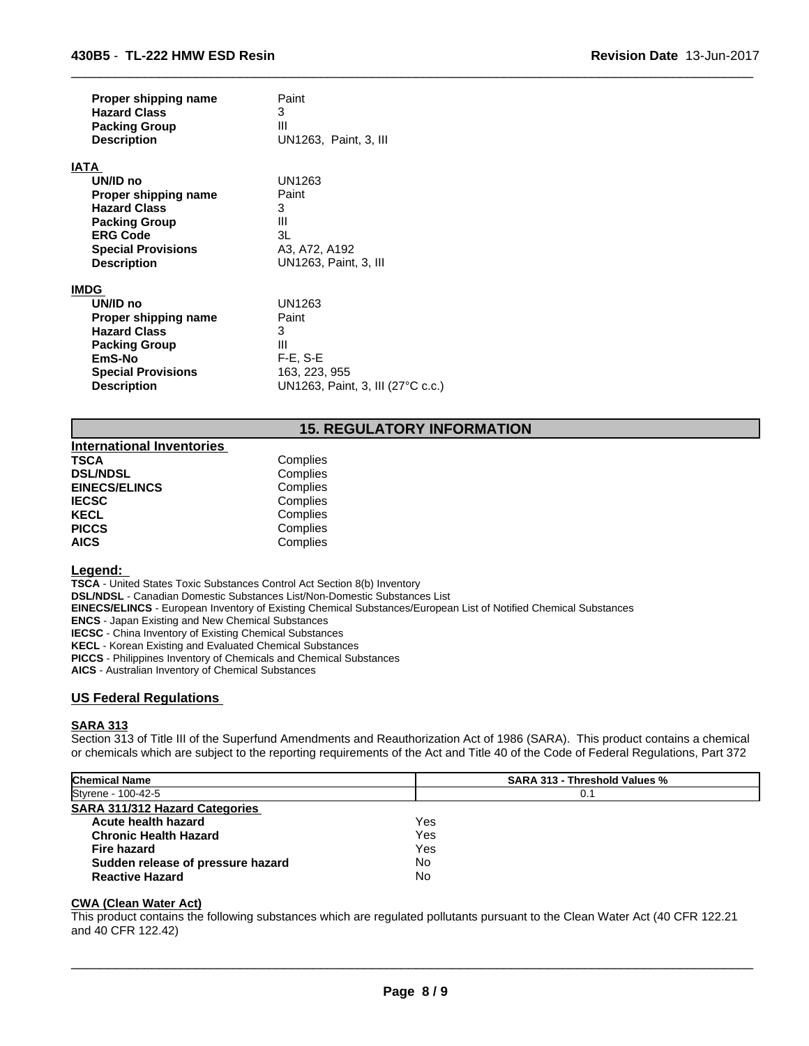| | |
|---|---|
| **Proper shipping name** | Paint |
| **Hazard Class** | 3 |
| **Packing Group** | III |
| **Description** | UN1263, Paint, 3, III |

**IATA**

| | |
|---|---|
| **UN/ID no** | UN1263 |
| **Proper shipping name** | Paint |
| **Hazard Class** | 3 |
| **Packing Group** | III |
| **ERG Code** | 3L |
| **Special Provisions** | A3, A72, A192 |
| **Description** | UN1263, Paint, 3, III |

**IMDG**

| | |
|---|---|
| **UN/ID no** | UN1263 |
| **Proper shipping name** | Paint |
| **Hazard Class** | 3 |
| **Packing Group** | III |
| **EmS-No** | F-E, S-E |
| **Special Provisions** | 163, 223, 955 |
| **Description** | UN1263, Paint, 3, III (27°C c.c.) |

## 15. REGULATORY INFORMATION

**International Inventories**

| | |
|---|---|
| **TSCA** | Complies |
| **DSL/NDSL** | Complies |
| **EINECS/ELINCS** | Complies |
| **IECSC** | Complies |
| **KECL** | Complies |
| **PICCS** | Complies |
| **AICS** | Complies |

**Legend:**

**TSCA** - United States Toxic Substances Control Act Section 8(b) Inventory
**DSL/NDSL** - Canadian Domestic Substances List/Non-Domestic Substances List
**EINECS/ELINCS** - European Inventory of Existing Chemical Substances/European List of Notified Chemical Substances
**ENCS** - Japan Existing and New Chemical Substances
**IECSC** - China Inventory of Existing Chemical Substances
**KECL** - Korean Existing and Evaluated Chemical Substances
**PICCS** - Philippines Inventory of Chemicals and Chemical Substances
**AICS** - Australian Inventory of Chemical Substances

### US Federal Regulations

**SARA 313**

Section 313 of Title III of the Superfund Amendments and Reauthorization Act of 1986 (SARA). This product contains a chemical or chemicals which are subject to the reporting requirements of the Act and Title 40 of the Code of Federal Regulations, Part 372

| Chemical Name | SARA 313 - Threshold Values % |
|---|---|
| Styrene - 100-42-5 | 0.1 |

**SARA 311/312 Hazard Categories**

| | |
|---|---|
| **Acute health hazard** | Yes |
| **Chronic Health Hazard** | Yes |
| **Fire hazard** | Yes |
| **Sudden release of pressure hazard** | No |
| **Reactive Hazard** | No |

**CWA (Clean Water Act)**

This product contains the following substances which are regulated pollutants pursuant to the Clean Water Act (40 CFR 122.21 and 40 CFR 122.42)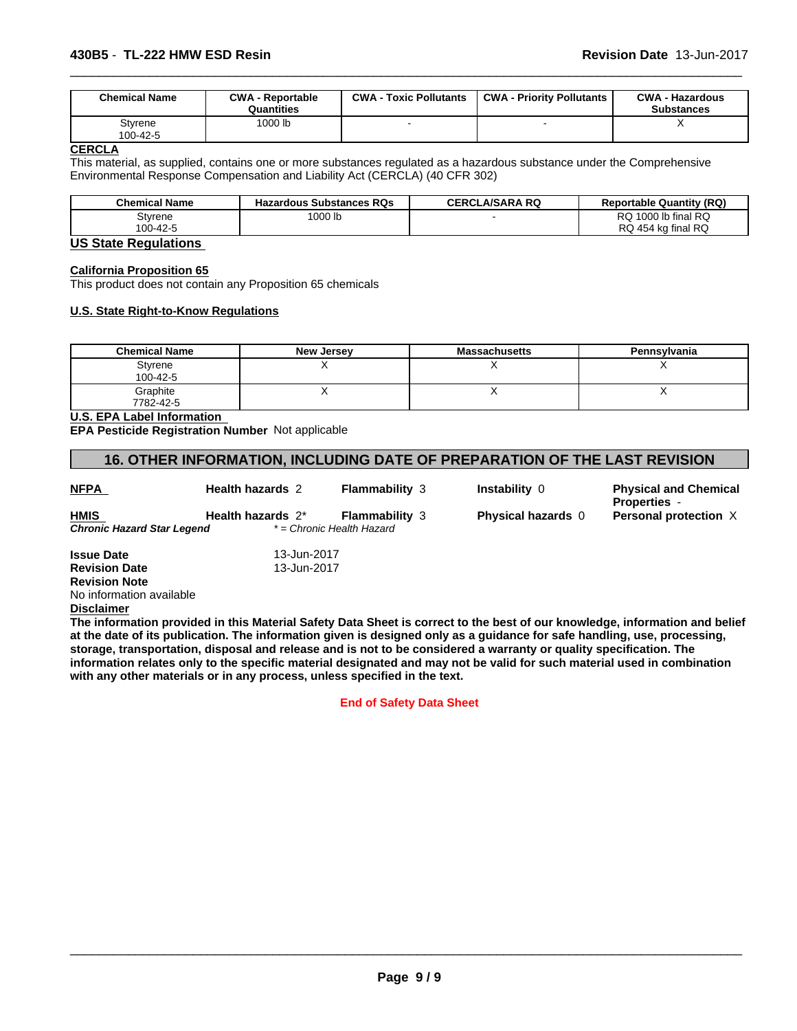| Chemical Name | CWA - Reportable Quantities | CWA - Toxic Pollutants | CWA - Priority Pollutants | CWA - Hazardous Substances |
|---|---|---|---|---|
| Styrene 100-42-5 | 1000 lb | - | - | X |

**CERCLA**

This material, as supplied, contains one or more substances regulated as a hazardous substance under the Comprehensive Environmental Response Compensation and Liability Act (CERCLA) (40 CFR 302)

| Chemical Name | Hazardous Substances RQs | CERCLA/SARA RQ | Reportable Quantity (RQ) |
|---|---|---|---|
| Styrene 100-42-5 | 1000 lb | - | RQ 1000 lb final RQ RQ 454 kg final RQ |

## US State Regulations

**California Proposition 65**

This product does not contain any Proposition 65 chemicals

**U.S. State Right-to-Know Regulations**

| Chemical Name | New Jersey | Massachusetts | Pennsylvania |
|---|---|---|---|
| Styrene 100-42-5 | X | X | X |
| Graphite 7782-42-5 | X | X | X |

**U.S. EPA Label Information**

**EPA Pesticide Registration Number** Not applicable

## 16. OTHER INFORMATION, INCLUDING DATE OF PREPARATION OF THE LAST REVISION

| | | | | |
|---|---|---|---|---|
| **NFPA** | **Health hazards** 2 | **Flammability** 3 | **Instability** 0 | **Physical and Chemical Properties** - |
| **HMIS** | **Health hazards** 2* | **Flammability** 3 | **Physical hazards** 0 | **Personal protection** X |

***Chronic Hazard Star Legend*** *\* = Chronic Health Hazard*

**Issue Date** 13-Jun-2017

**Revision Date** 13-Jun-2017

**Revision Note**

No information available

**Disclaimer**

**The information provided in this Material Safety Data Sheet is correct to the best of our knowledge, information and belief at the date of its publication. The information given is designed only as a guidance for safe handling, use, processing, storage, transportation, disposal and release and is not to be considered a warranty or quality specification. The information relates only to the specific material designated and may not be valid for such material used in combination with any other materials or in any process, unless specified in the text.**

**End of Safety Data Sheet**